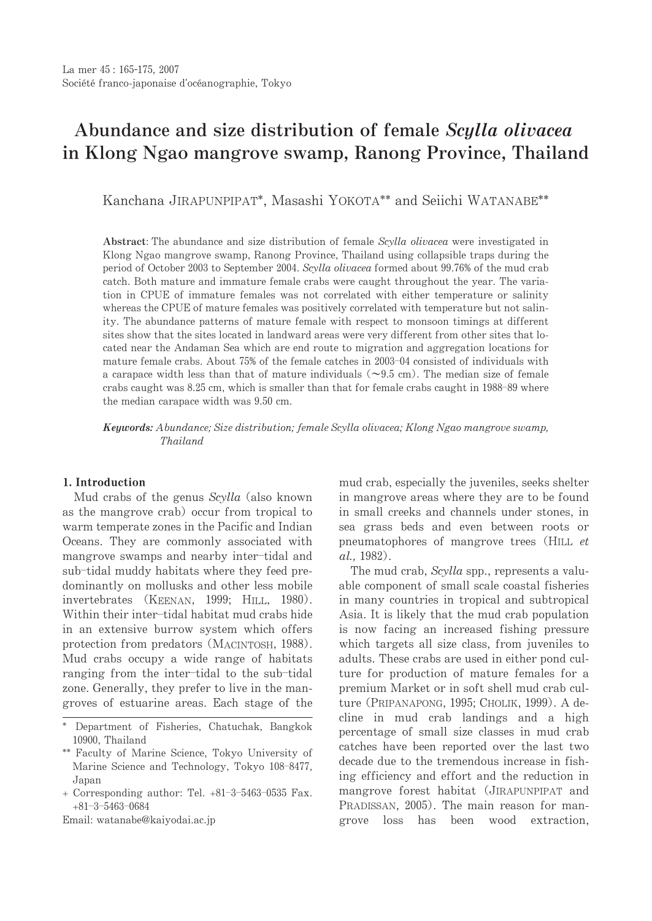# Abundance and size distribution of female *Scylla olivacea* in Klong Ngao mangrove swamp, Ranong Province, Thailand

Kanchana JIRAPUNPIPAT*, Masashi YOKOTA** and Seiichi WATANABE**

**Abstract**: The abundance and size distribution of female *Scylla olivacea* were investigated in Klong Ngao mangrove swamp, Ranong Province, Thailand using collapsible traps during the period of October 2003 to September 2004. *Scylla olivacea* formed about 99.76% of the mud crab catch. Both mature and immature female crabs were caught throughout the year. The variation in CPUE of immature females was not correlated with either temperature or salinity whereas the CPUE of mature females was positively correlated with temperature but not salinity. The abundance patterns of mature female with respect to monsoon timings at different sites show that the sites located in landward areas were very different from other sites that located near the Andaman Sea which are end route to migration and aggregation locations for mature female crabs. About 75% of the female catches in 2003–04 consisted of individuals with a carapace width less than that of mature individuals (~9.5 cm). The median size of female crabs caught was 8.25 cm, which is smaller than that for female crabs caught in 1988–89 where the median carapace width was 9.50 cm.

***Keywords:*** *Abundance; Size distribution; female Scylla olivacea; Klong Ngao mangrove swamp, Thailand*

## 1. Introduction

Mud crabs of the genus *Scylla* (also known as the mangrove crab) occur from tropical to warm temperate zones in the Pacific and Indian Oceans. They are commonly associated with mangrove swamps and nearby inter–tidal and sub–tidal muddy habitats where they feed predominantly on mollusks and other less mobile invertebrates (KEENAN, 1999; HILL, 1980). Within their inter–tidal habitat mud crabs hide in an extensive burrow system which offers protection from predators (MACINTOSH, 1988). Mud crabs occupy a wide range of habitats ranging from the inter–tidal to the sub–tidal zone. Generally, they prefer to live in the mangroves of estuarine areas. Each stage of the mud crab, especially the juveniles, seeks shelter in mangrove areas where they are to be found in small creeks and channels under stones, in sea grass beds and even between roots or pneumatophores of mangrove trees (HILL *et al.,* 1982).

The mud crab, *Scylla* spp., represents a valuable component of small scale coastal fisheries in many countries in tropical and subtropical Asia. It is likely that the mud crab population is now facing an increased fishing pressure which targets all size class, from juveniles to adults. These crabs are used in either pond culture for production of mature females for a premium Market or in soft shell mud crab culture (PRIPANAPONG, 1995; CHOLIK, 1999). A decline in mud crab landings and a high percentage of small size classes in mud crab catches have been reported over the last two decade due to the tremendous increase in fishing efficiency and effort and the reduction in mangrove forest habitat (JIRAPUNPIPAT and PRADISSAN, 2005). The main reason for mangrove loss has been wood extraction,

\* Department of Fisheries, Chatuchak, Bangkok 10900, Thailand

\*\* Faculty of Marine Science, Tokyo University of Marine Science and Technology, Tokyo 108–8477, Japan

\+ Corresponding author: Tel. +81–3–5463–0535 Fax. +81–3–5463–0684

Email: watanabe@kaiyodai.ac.jp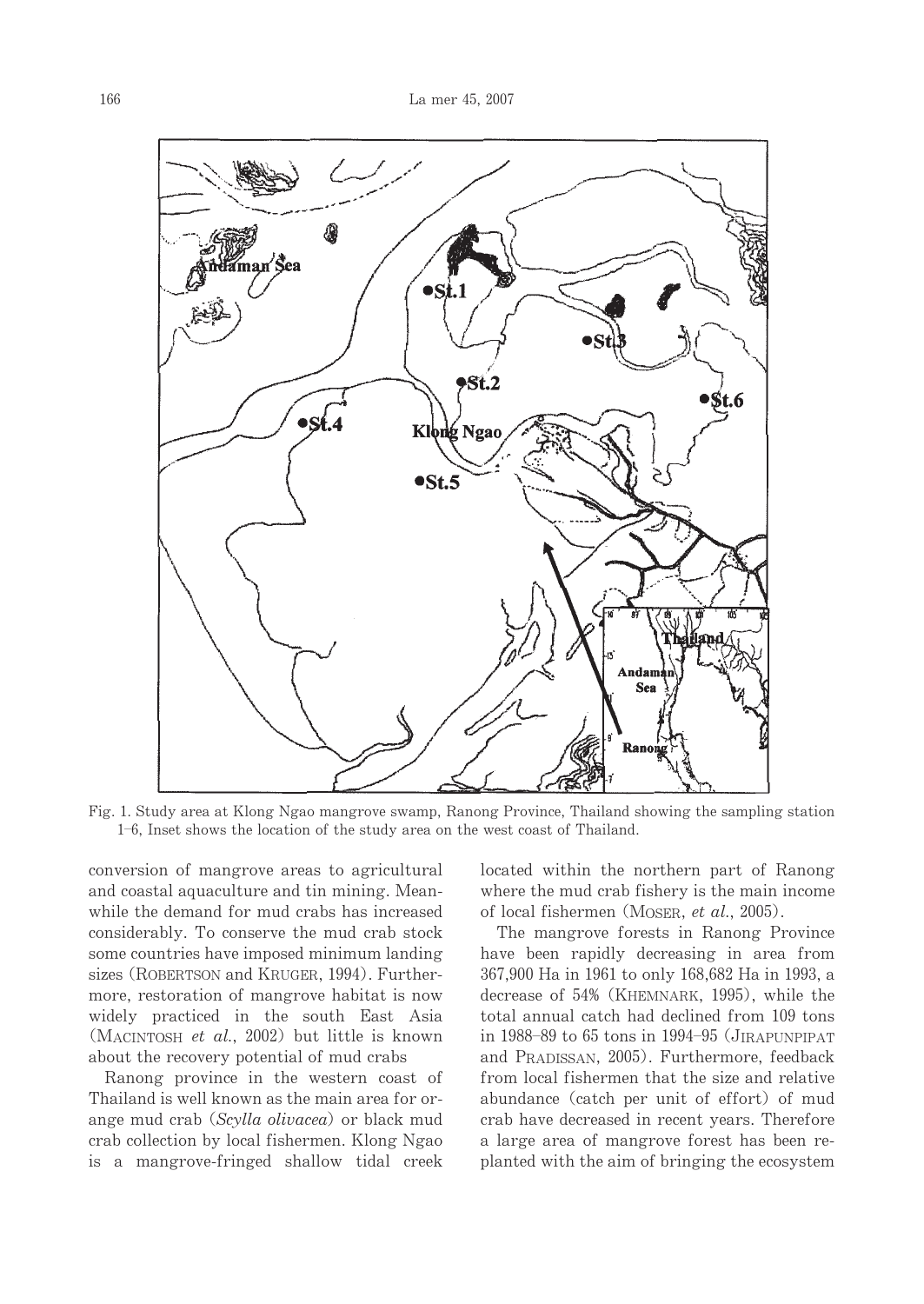Fig. 1. Study area at Klong Ngao mangrove swamp, Ranong Province, Thailand showing the sampling station 1–6, Inset shows the location of the study area on the west coast of Thailand.

conversion of mangrove areas to agricultural and coastal aquaculture and tin mining. Meanwhile the demand for mud crabs has increased considerably. To conserve the mud crab stock some countries have imposed minimum landing sizes (ROBERTSON and KRUGER, 1994). Furthermore, restoration of mangrove habitat is now widely practiced in the south East Asia (MACINTOSH *et al.*, 2002) but little is known about the recovery potential of mud crabs

Ranong province in the western coast of Thailand is well known as the main area for orange mud crab (*Scylla olivacea*) or black mud crab collection by local fishermen. Klong Ngao is a mangrove-fringed shallow tidal creek located within the northern part of Ranong where the mud crab fishery is the main income of local fishermen (MOSER, *et al.*, 2005).

The mangrove forests in Ranong Province have been rapidly decreasing in area from 367,900 Ha in 1961 to only 168,682 Ha in 1993, a decrease of 54% (KHEMNARK, 1995), while the total annual catch had declined from 109 tons in 1988–89 to 65 tons in 1994–95 (JIRAPUNPIPAT and PRADISSAN, 2005). Furthermore, feedback from local fishermen that the size and relative abundance (catch per unit of effort) of mud crab have decreased in recent years. Therefore a large area of mangrove forest has been replanted with the aim of bringing the ecosystem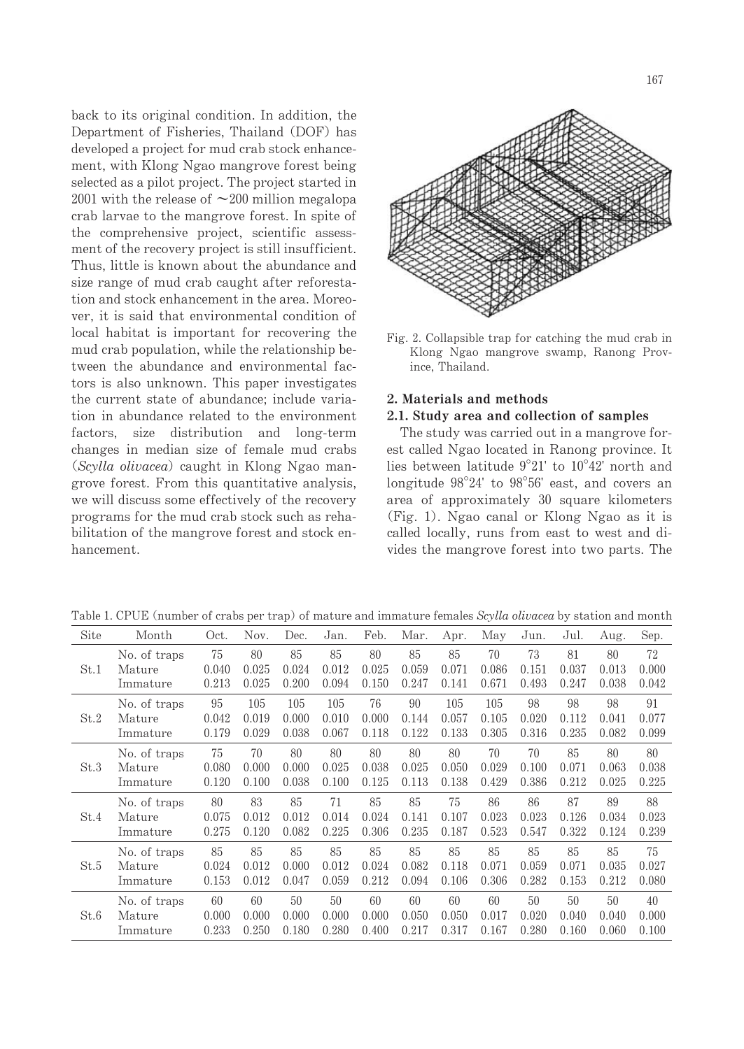back to its original condition. In addition, the Department of Fisheries, Thailand (DOF) has developed a project for mud crab stock enhancement, with Klong Ngao mangrove forest being selected as a pilot project. The project started in 2001 with the release of ~200 million megalopa crab larvae to the mangrove forest. In spite of the comprehensive project, scientific assessment of the recovery project is still insufficient. Thus, little is known about the abundance and size range of mud crab caught after reforestation and stock enhancement in the area. Moreover, it is said that environmental condition of local habitat is important for recovering the mud crab population, while the relationship between the abundance and environmental factors is also unknown. This paper investigates the current state of abundance; include variation in abundance related to the environment factors, size distribution and long-term changes in median size of female mud crabs (*Scylla olivacea*) caught in Klong Ngao mangrove forest. From this quantitative analysis, we will discuss some effectively of the recovery programs for the mud crab stock such as rehabilitation of the mangrove forest and stock enhancement.

Fig. 2. Collapsible trap for catching the mud crab in Klong Ngao mangrove swamp, Ranong Province, Thailand.

## 2. Materials and methods

### 2.1. Study area and collection of samples

The study was carried out in a mangrove forest called Ngao located in Ranong province. It lies between latitude 9°21' to 10°42' north and longitude 98°24' to 98°56' east, and covers an area of approximately 30 square kilometers (Fig. 1). Ngao canal or Klong Ngao as it is called locally, runs from east to west and divides the mangrove forest into two parts. The

Table 1. CPUE (number of crabs per trap) of mature and immature females *Scylla olivacea* by station and month

| Site | Month | Oct. | Nov. | Dec. | Jan. | Feb. | Mar. | Apr. | May | Jun. | Jul. | Aug. | Sep. |
|---|---|---|---|---|---|---|---|---|---|---|---|---|---|
| St.1 | No. of traps | 75 | 80 | 85 | 85 | 80 | 85 | 85 | 70 | 73 | 81 | 80 | 72 |
| | Mature | 0.040 | 0.025 | 0.024 | 0.012 | 0.025 | 0.059 | 0.071 | 0.086 | 0.151 | 0.037 | 0.013 | 0.000 |
| | Immature | 0.213 | 0.025 | 0.200 | 0.094 | 0.150 | 0.247 | 0.141 | 0.671 | 0.493 | 0.247 | 0.038 | 0.042 |
| St.2 | No. of traps | 95 | 105 | 105 | 105 | 76 | 90 | 105 | 105 | 98 | 98 | 98 | 91 |
| | Mature | 0.042 | 0.019 | 0.000 | 0.010 | 0.000 | 0.144 | 0.057 | 0.105 | 0.020 | 0.112 | 0.041 | 0.077 |
| | Immature | 0.179 | 0.029 | 0.038 | 0.067 | 0.118 | 0.122 | 0.133 | 0.305 | 0.316 | 0.235 | 0.082 | 0.099 |
| St.3 | No. of traps | 75 | 70 | 80 | 80 | 80 | 80 | 80 | 70 | 70 | 85 | 80 | 80 |
| | Mature | 0.080 | 0.000 | 0.000 | 0.025 | 0.038 | 0.025 | 0.050 | 0.029 | 0.100 | 0.071 | 0.063 | 0.038 |
| | Immature | 0.120 | 0.100 | 0.038 | 0.100 | 0.125 | 0.113 | 0.138 | 0.429 | 0.386 | 0.212 | 0.025 | 0.225 |
| St.4 | No. of traps | 80 | 83 | 85 | 71 | 85 | 85 | 75 | 86 | 86 | 87 | 89 | 88 |
| | Mature | 0.075 | 0.012 | 0.012 | 0.014 | 0.024 | 0.141 | 0.107 | 0.023 | 0.023 | 0.126 | 0.034 | 0.023 |
| | Immature | 0.275 | 0.120 | 0.082 | 0.225 | 0.306 | 0.235 | 0.187 | 0.523 | 0.547 | 0.322 | 0.124 | 0.239 |
| St.5 | No. of traps | 85 | 85 | 85 | 85 | 85 | 85 | 85 | 85 | 85 | 85 | 85 | 75 |
| | Mature | 0.024 | 0.012 | 0.000 | 0.012 | 0.024 | 0.082 | 0.118 | 0.071 | 0.059 | 0.071 | 0.035 | 0.027 |
| | Immature | 0.153 | 0.012 | 0.047 | 0.059 | 0.212 | 0.094 | 0.106 | 0.306 | 0.282 | 0.153 | 0.212 | 0.080 |
| St.6 | No. of traps | 60 | 60 | 50 | 50 | 60 | 60 | 60 | 60 | 50 | 50 | 50 | 40 |
| | Mature | 0.000 | 0.000 | 0.000 | 0.000 | 0.000 | 0.050 | 0.050 | 0.017 | 0.020 | 0.040 | 0.040 | 0.000 |
| | Immature | 0.233 | 0.250 | 0.180 | 0.280 | 0.400 | 0.217 | 0.317 | 0.167 | 0.280 | 0.160 | 0.060 | 0.100 |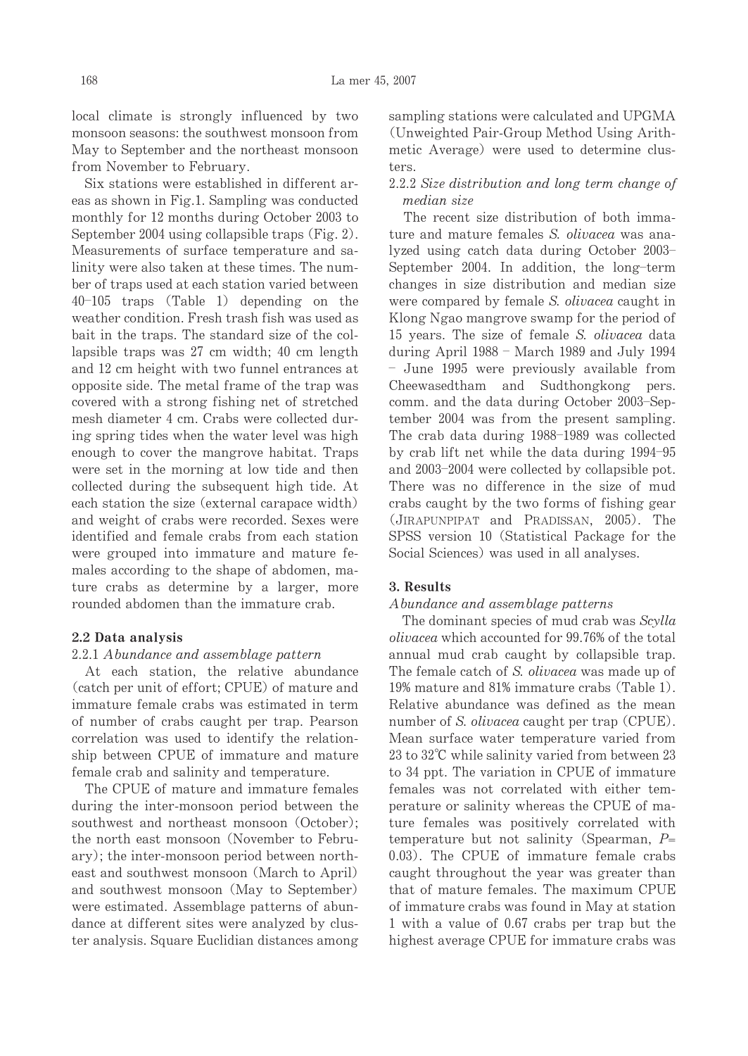local climate is strongly influenced by two monsoon seasons: the southwest monsoon from May to September and the northeast monsoon from November to February.

Six stations were established in different areas as shown in Fig.1. Sampling was conducted monthly for 12 months during October 2003 to September 2004 using collapsible traps (Fig. 2). Measurements of surface temperature and salinity were also taken at these times. The number of traps used at each station varied between 40–105 traps (Table 1) depending on the weather condition. Fresh trash fish was used as bait in the traps. The standard size of the collapsible traps was 27 cm width; 40 cm length and 12 cm height with two funnel entrances at opposite side. The metal frame of the trap was covered with a strong fishing net of stretched mesh diameter 4 cm. Crabs were collected during spring tides when the water level was high enough to cover the mangrove habitat. Traps were set in the morning at low tide and then collected during the subsequent high tide. At each station the size (external carapace width) and weight of crabs were recorded. Sexes were identified and female crabs from each station were grouped into immature and mature females according to the shape of abdomen, mature crabs as determine by a larger, more rounded abdomen than the immature crab.

### 2.2 Data analysis

#### 2.2.1 *Abundance and assemblage pattern*

At each station, the relative abundance (catch per unit of effort; CPUE) of mature and immature female crabs was estimated in term of number of crabs caught per trap. Pearson correlation was used to identify the relationship between CPUE of immature and mature female crab and salinity and temperature.

The CPUE of mature and immature females during the inter-monsoon period between the southwest and northeast monsoon (October); the north east monsoon (November to February); the inter-monsoon period between northeast and southwest monsoon (March to April) and southwest monsoon (May to September) were estimated. Assemblage patterns of abundance at different sites were analyzed by cluster analysis. Square Euclidian distances among sampling stations were calculated and UPGMA (Unweighted Pair-Group Method Using Arithmetic Average) were used to determine clusters.

#### 2.2.2 *Size distribution and long term change of median size*

The recent size distribution of both immature and mature females *S. olivacea* was analyzed using catch data during October 2003–September 2004. In addition, the long–term changes in size distribution and median size were compared by female *S. olivacea* caught in Klong Ngao mangrove swamp for the period of 15 years. The size of female *S. olivacea* data during April 1988 – March 1989 and July 1994 – June 1995 were previously available from Cheewasedtham and Sudthongkong pers. comm. and the data during October 2003–September 2004 was from the present sampling. The crab data during 1988–1989 was collected by crab lift net while the data during 1994–95 and 2003–2004 were collected by collapsible pot. There was no difference in the size of mud crabs caught by the two forms of fishing gear (Jirapunpipat and Pradissan, 2005). The SPSS version 10 (Statistical Package for the Social Sciences) was used in all analyses.

## 3. Results

*Abundance and assemblage patterns*

The dominant species of mud crab was *Scylla olivacea* which accounted for 99.76% of the total annual mud crab caught by collapsible trap. The female catch of *S. olivacea* was made up of 19% mature and 81% immature crabs (Table 1). Relative abundance was defined as the mean number of *S. olivacea* caught per trap (CPUE). Mean surface water temperature varied from 23 to 32℃ while salinity varied from between 23 to 34 ppt. The variation in CPUE of immature females was not correlated with either temperature or salinity whereas the CPUE of mature females was positively correlated with temperature but not salinity (Spearman, $P$= 0.03). The CPUE of immature female crabs caught throughout the year was greater than that of mature females. The maximum CPUE of immature crabs was found in May at station 1 with a value of 0.67 crabs per trap but the highest average CPUE for immature crabs was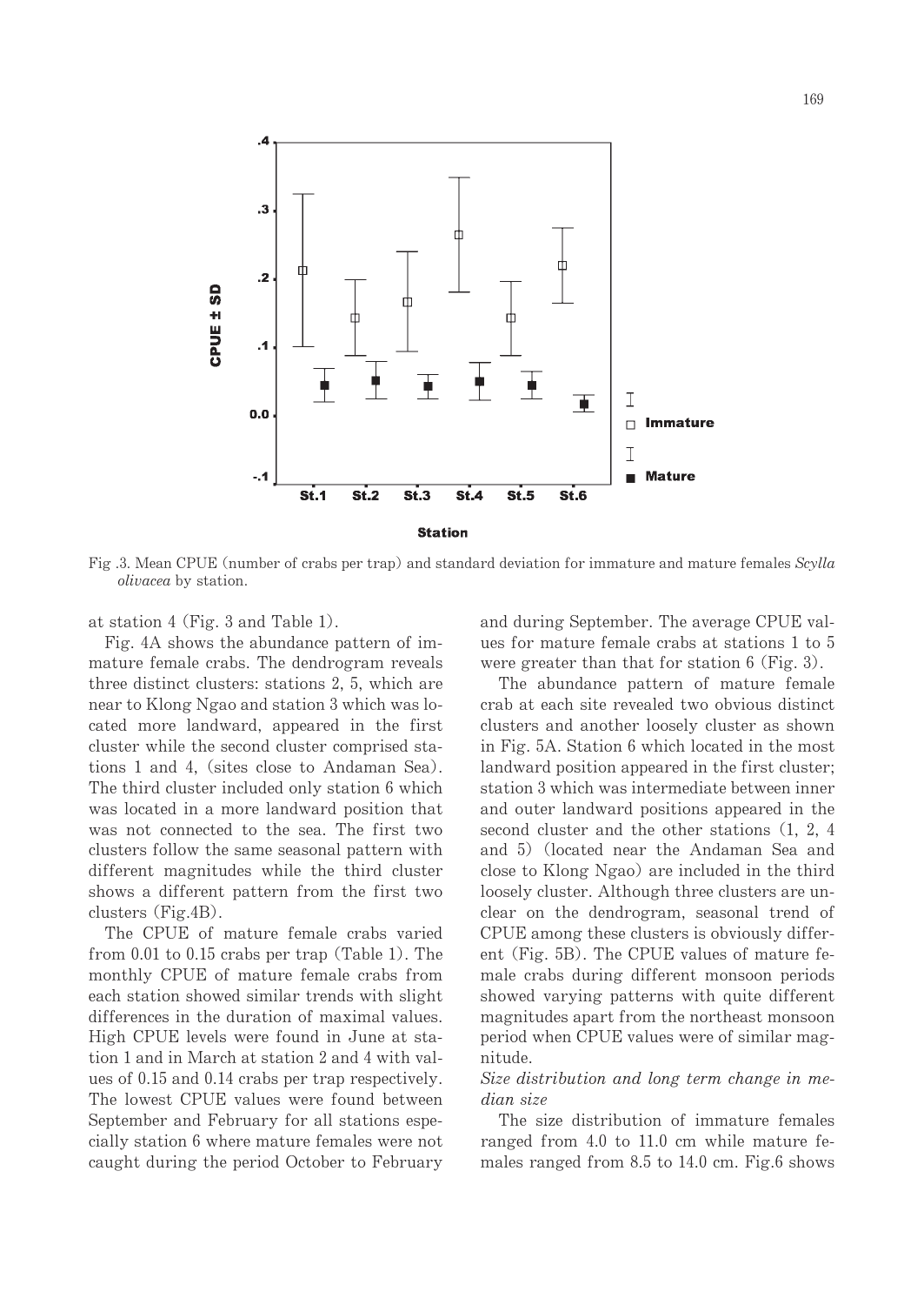Fig .3. Mean CPUE (number of crabs per trap) and standard deviation for immature and mature females *Scylla olivacea* by station.

at station 4 (Fig. 3 and Table 1).

Fig. 4A shows the abundance pattern of immature female crabs. The dendrogram reveals three distinct clusters: stations 2, 5, which are near to Klong Ngao and station 3 which was located more landward, appeared in the first cluster while the second cluster comprised stations 1 and 4, (sites close to Andaman Sea). The third cluster included only station 6 which was located in a more landward position that was not connected to the sea. The first two clusters follow the same seasonal pattern with different magnitudes while the third cluster shows a different pattern from the first two clusters (Fig.4B).

The CPUE of mature female crabs varied from 0.01 to 0.15 crabs per trap (Table 1). The monthly CPUE of mature female crabs from each station showed similar trends with slight differences in the duration of maximal values. High CPUE levels were found in June at station 1 and in March at station 2 and 4 with values of 0.15 and 0.14 crabs per trap respectively. The lowest CPUE values were found between September and February for all stations especially station 6 where mature females were not caught during the period October to February and during September. The average CPUE values for mature female crabs at stations 1 to 5 were greater than that for station 6 (Fig. 3).

The abundance pattern of mature female crab at each site revealed two obvious distinct clusters and another loosely cluster as shown in Fig. 5A. Station 6 which located in the most landward position appeared in the first cluster; station 3 which was intermediate between inner and outer landward positions appeared in the second cluster and the other stations (1, 2, 4 and 5) (located near the Andaman Sea and close to Klong Ngao) are included in the third loosely cluster. Although three clusters are unclear on the dendrogram, seasonal trend of CPUE among these clusters is obviously different (Fig. 5B). The CPUE values of mature female crabs during different monsoon periods showed varying patterns with quite different magnitudes apart from the northeast monsoon period when CPUE values were of similar magnitude.

*Size distribution and long term change in median size*

The size distribution of immature females ranged from 4.0 to 11.0 cm while mature females ranged from 8.5 to 14.0 cm. Fig.6 shows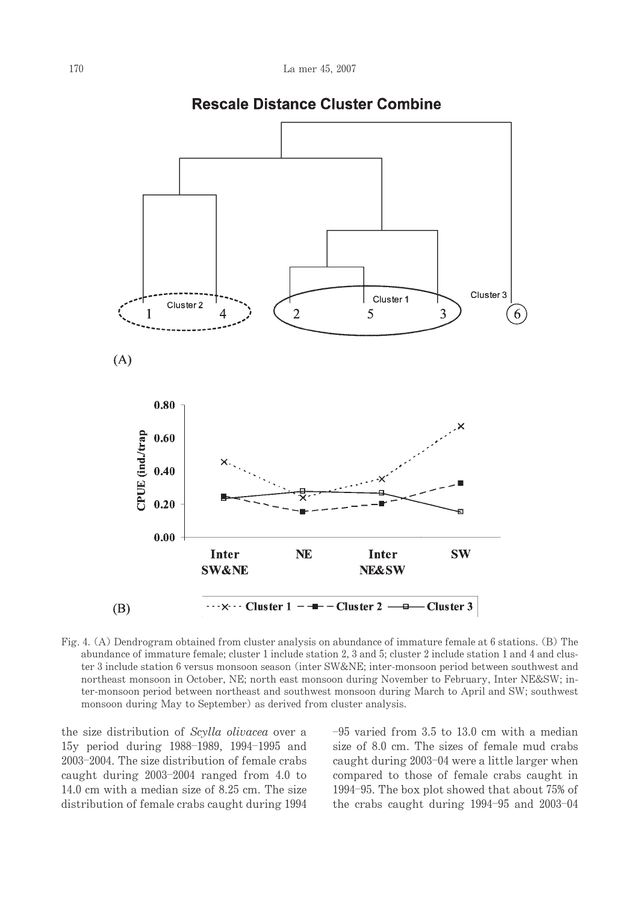Fig. 4. (A) Dendrogram obtained from cluster analysis on abundance of immature female at 6 stations. (B) The abundance of immature female; cluster 1 include station 2, 3 and 5; cluster 2 include station 1 and 4 and cluster 3 include station 6 versus monsoon season (inter SW&NE; inter-monsoon period between southwest and northeast monsoon in October, NE; north east monsoon during November to February, Inter NE&SW; inter-monsoon period between northeast and southwest monsoon during March to April and SW; southwest monsoon during May to September) as derived from cluster analysis.

the size distribution of *Scylla olivacea* over a 15y period during 1988–1989, 1994–1995 and 2003–2004. The size distribution of female crabs caught during 2003–2004 ranged from 4.0 to 14.0 cm with a median size of 8.25 cm. The size distribution of female crabs caught during 1994–95 varied from 3.5 to 13.0 cm with a median size of 8.0 cm. The sizes of female mud crabs caught during 2003–04 were a little larger when compared to those of female crabs caught in 1994–95. The box plot showed that about 75% of the crabs caught during 1994–95 and 2003–04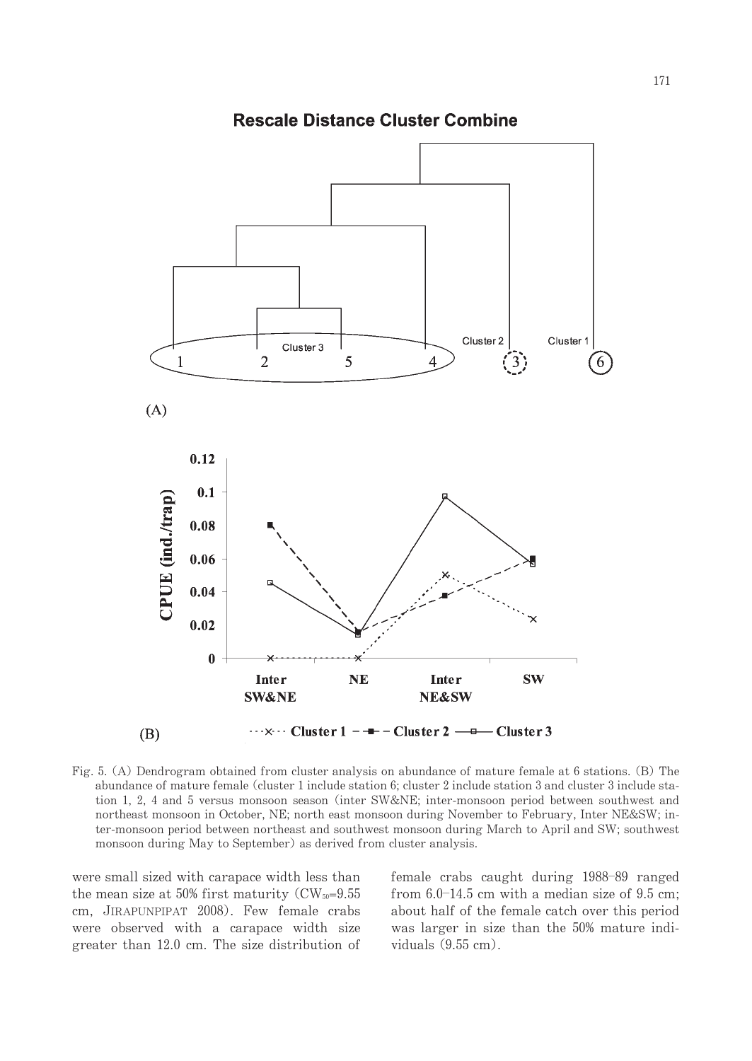Fig. 5. (A) Dendrogram obtained from cluster analysis on abundance of mature female at 6 stations. (B) The abundance of mature female (cluster 1 include station 6; cluster 2 include station 3 and cluster 3 include station 1, 2, 4 and 5 versus monsoon season (inter SW&NE; inter-monsoon period between southwest and northeast monsoon in October, NE; north east monsoon during November to February, Inter NE&SW; inter-monsoon period between northeast and southwest monsoon during March to April and SW; southwest monsoon during May to September) as derived from cluster analysis.

were small sized with carapace width less than the mean size at 50% first maturity ($CW_{50}$=9.55 cm, JIRAPUNPIPAT 2008). Few female crabs were observed with a carapace width size greater than 12.0 cm. The size distribution of female crabs caught during 1988–89 ranged from 6.0–14.5 cm with a median size of 9.5 cm; about half of the female catch over this period was larger in size than the 50% mature individuals (9.55 cm).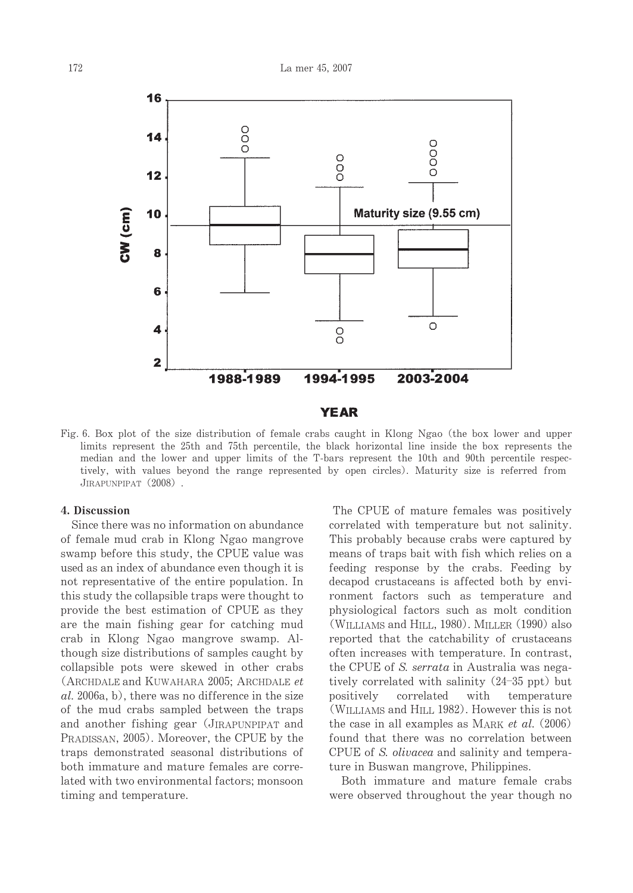Fig. 6. Box plot of the size distribution of female crabs caught in Klong Ngao (the box lower and upper limits represent the 25th and 75th percentile, the black horizontal line inside the box represents the median and the lower and upper limits of the T-bars represent the 10th and 90th percentile respectively, with values beyond the range represented by open circles). Maturity size is referred from JIRAPUNPIPAT (2008).

## 4. Discussion

Since there was no information on abundance of female mud crab in Klong Ngao mangrove swamp before this study, the CPUE value was used as an index of abundance even though it is not representative of the entire population. In this study the collapsible traps were thought to provide the best estimation of CPUE as they are the main fishing gear for catching mud crab in Klong Ngao mangrove swamp. Although size distributions of samples caught by collapsible pots were skewed in other crabs (ARCHDALE and KUWAHARA 2005; ARCHDALE *et al.* 2006a, b), there was no difference in the size of the mud crabs sampled between the traps and another fishing gear (JIRAPUNPIPAT and PRADISSAN, 2005). Moreover, the CPUE by the traps demonstrated seasonal distributions of both immature and mature females are correlated with two environmental factors; monsoon timing and temperature.

The CPUE of mature females was positively correlated with temperature but not salinity. This probably because crabs were captured by means of traps bait with fish which relies on a feeding response by the crabs. Feeding by decapod crustaceans is affected both by environment factors such as temperature and physiological factors such as molt condition (WILLIAMS and HILL, 1980). MILLER (1990) also reported that the catchability of crustaceans often increases with temperature. In contrast, the CPUE of *S. serrata* in Australia was negatively correlated with salinity (24–35 ppt) but positively correlated with temperature (WILLIAMS and HILL 1982). However this is not the case in all examples as MARK *et al.* (2006) found that there was no correlation between CPUE of *S. olivacea* and salinity and temperature in Buswan mangrove, Philippines.

Both immature and mature female crabs were observed throughout the year though no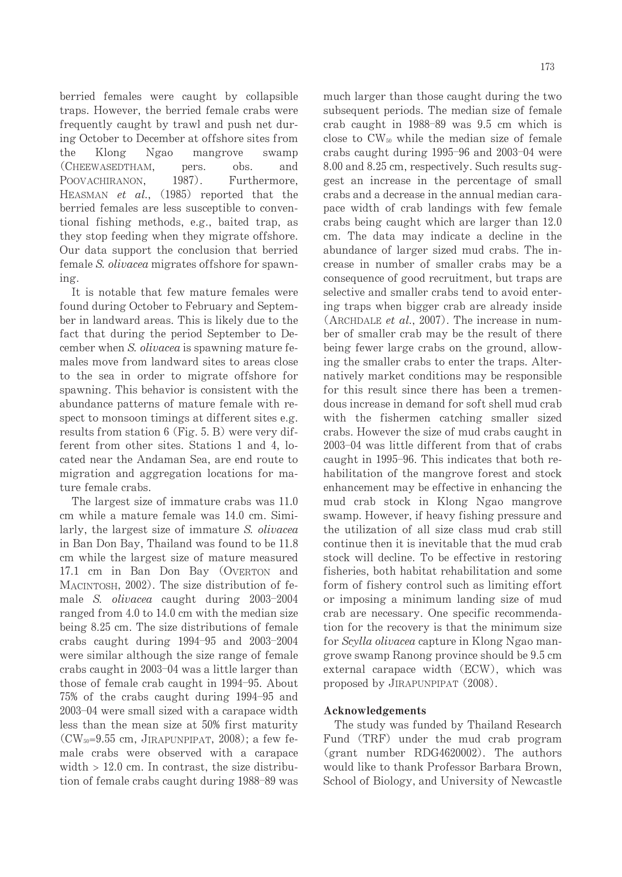berried females were caught by collapsible traps. However, the berried female crabs were frequently caught by trawl and push net during October to December at offshore sites from the Klong Ngao mangrove swamp (CHEEWASEDTHAM, pers. obs. and POOVACHIRANON, 1987). Furthermore, HEASMAN *et al.*, (1985) reported that the berried females are less susceptible to conventional fishing methods, e.g., baited trap, as they stop feeding when they migrate offshore. Our data support the conclusion that berried female *S. olivacea* migrates offshore for spawning.

It is notable that few mature females were found during October to February and September in landward areas. This is likely due to the fact that during the period September to December when *S. olivacea* is spawning mature females move from landward sites to areas close to the sea in order to migrate offshore for spawning. This behavior is consistent with the abundance patterns of mature female with respect to monsoon timings at different sites e.g. results from station 6 (Fig. 5. B) were very different from other sites. Stations 1 and 4, located near the Andaman Sea, are end route to migration and aggregation locations for mature female crabs.

The largest size of immature crabs was 11.0 cm while a mature female was 14.0 cm. Similarly, the largest size of immature *S. olivacea* in Ban Don Bay, Thailand was found to be 11.8 cm while the largest size of mature measured 17.1 cm in Ban Don Bay (OVERTON and MACINTOSH, 2002). The size distribution of female *S. olivacea* caught during 2003–2004 ranged from 4.0 to 14.0 cm with the median size being 8.25 cm. The size distributions of female crabs caught during 1994–95 and 2003–2004 were similar although the size range of female crabs caught in 2003–04 was a little larger than those of female crab caught in 1994–95. About 75% of the crabs caught during 1994–95 and 2003–04 were small sized with a carapace width less than the mean size at 50% first maturity ($CW_{50}$=9.55 cm, JIRAPUNPIPAT, 2008); a few female crabs were observed with a carapace width > 12.0 cm. In contrast, the size distribution of female crabs caught during 1988–89 was much larger than those caught during the two subsequent periods. The median size of female crab caught in 1988–89 was 9.5 cm which is close to $CW_{50}$ while the median size of female crabs caught during 1995–96 and 2003–04 were 8.00 and 8.25 cm, respectively. Such results suggest an increase in the percentage of small crabs and a decrease in the annual median carapace width of crab landings with few female crabs being caught which are larger than 12.0 cm. The data may indicate a decline in the abundance of larger sized mud crabs. The increase in number of smaller crabs may be a consequence of good recruitment, but traps are selective and smaller crabs tend to avoid entering traps when bigger crab are already inside (ARCHDALE *et al.*, 2007). The increase in number of smaller crab may be the result of there being fewer large crabs on the ground, allowing the smaller crabs to enter the traps. Alternatively market conditions may be responsible for this result since there has been a tremendous increase in demand for soft shell mud crab with the fishermen catching smaller sized crabs. However the size of mud crabs caught in 2003–04 was little different from that of crabs caught in 1995–96. This indicates that both rehabilitation of the mangrove forest and stock enhancement may be effective in enhancing the mud crab stock in Klong Ngao mangrove swamp. However, if heavy fishing pressure and the utilization of all size class mud crab still continue then it is inevitable that the mud crab stock will decline. To be effective in restoring fisheries, both habitat rehabilitation and some form of fishery control such as limiting effort or imposing a minimum landing size of mud crab are necessary. One specific recommendation for the recovery is that the minimum size for *Scylla olivacea* capture in Klong Ngao mangrove swamp Ranong province should be 9.5 cm external carapace width (ECW), which was proposed by JIRAPUNPIPAT (2008).

## Acknowledgements

The study was funded by Thailand Research Fund (TRF) under the mud crab program (grant number RDG4620002). The authors would like to thank Professor Barbara Brown, School of Biology, and University of Newcastle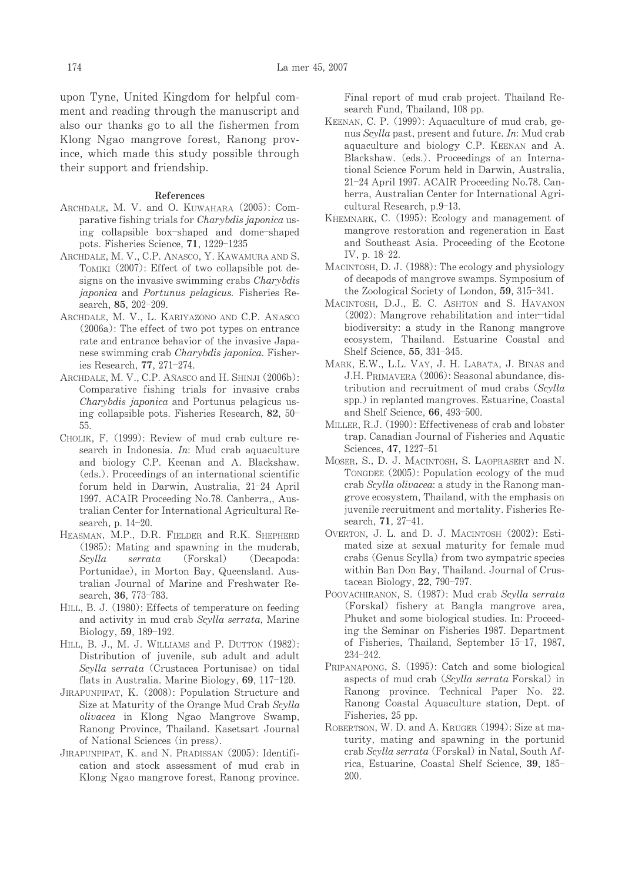upon Tyne, United Kingdom for helpful comment and reading through the manuscript and also our thanks go to all the fishermen from Klong Ngao mangrove forest, Ranong province, which made this study possible through their support and friendship.

## References

ARCHDALE, M. V. and O. KUWAHARA (2005): Comparative fishing trials for *Charybdis japonica* using collapsible box–shaped and dome–shaped pots. Fisheries Science, **71**, 1229–1235

ARCHDALE, M. V., C.P. ANASCO, Y. KAWAMURA AND S. TOMIKI (2007): Effect of two collapsible pot designs on the invasive swimming crabs *Charybdis japonica* and *Portunus pelagicus.* Fisheries Research, **85**, 202–209.

ARCHDALE, M. V., L. KARIYAZONO AND C.P. AÑASCO (2006a): The effect of two pot types on entrance rate and entrance behavior of the invasive Japanese swimming crab *Charybdis japonica.* Fisheries Research, **77**, 271–274.

ARCHDALE, M. V., C.P. AÑASCO and H. SHINJI (2006b): Comparative fishing trials for invasive crabs *Charybdis japonica* and Portunus pelagicus using collapsible pots. Fisheries Research, **82**, 50–55.

CHOLIK, F. (1999): Review of mud crab culture research in Indonesia. *In*: Mud crab aquaculture and biology C.P. Keenan and A. Blackshaw. (eds.). Proceedings of an international scientific forum held in Darwin, Australia, 21–24 April 1997. ACAIR Proceeding No.78. Canberra,, Australian Center for International Agricultural Research, p. 14–20.

HEASMAN, M.P., D.R. FIELDER and R.K. SHEPHERD (1985): Mating and spawning in the mudcrab, *Scylla serrata* (Forskal) (Decapoda: Portunidae), in Morton Bay, Queensland. Australian Journal of Marine and Freshwater Research, **36**, 773–783.

HILL, B. J. (1980): Effects of temperature on feeding and activity in mud crab *Scylla serrata*, Marine Biology, **59**, 189–192.

HILL, B. J., M. J. WILLIAMS and P. DUTTON (1982): Distribution of juvenile, sub adult and adult *Scylla serrata* (Crustacea Portunisae) on tidal flats in Australia. Marine Biology, **69**, 117–120.

JIRAPUNPIPAT, K. (2008): Population Structure and Size at Maturity of the Orange Mud Crab *Scylla olivacea* in Klong Ngao Mangrove Swamp, Ranong Province, Thailand. Kasetsart Journal of National Sciences (in press).

JIRAPUNPIPAT, K. and N. PRADISSAN (2005): Identification and stock assessment of mud crab in Klong Ngao mangrove forest, Ranong province. Final report of mud crab project. Thailand Research Fund, Thailand, 108 pp.

KEENAN, C. P. (1999): Aquaculture of mud crab, genus *Scylla* past, present and future. *In*: Mud crab aquaculture and biology C.P. KEENAN and A. Blackshaw. (eds.). Proceedings of an International Science Forum held in Darwin, Australia, 21–24 April 1997. ACAIR Proceeding No.78. Canberra, Australian Center for International Agricultural Research, p.9–13.

KHEMNARK, C. (1995): Ecology and management of mangrove restoration and regeneration in East and Southeast Asia. Proceeding of the Ecotone IV, p. 18–22.

MACINTOSH, D. J. (1988): The ecology and physiology of decapods of mangrove swamps. Symposium of the Zoological Society of London, **59**, 315–341.

MACINTOSH, D.J., E. C. ASHTON and S. HAVANON (2002): Mangrove rehabilitation and inter–tidal biodiversity: a study in the Ranong mangrove ecosystem, Thailand. Estuarine Coastal and Shelf Science, **55**, 331–345.

MARK, E.W., L.L. VAY, J. H. LABATA, J. BINAS and J.H. PRIMAVERA (2006): Seasonal abundance, distribution and recruitment of mud crabs (*Scylla* spp.) in replanted mangroves. Estuarine, Coastal and Shelf Science, **66**, 493–500.

MILLER, R.J. (1990): Effectiveness of crab and lobster trap. Canadian Journal of Fisheries and Aquatic Sciences, **47**, 1227–51

MOSER, S., D. J. MACINTOSH, S. LAOPRASERT and N. TONGDEE (2005): Population ecology of the mud crab *Scylla olivacea*: a study in the Ranong mangrove ecosystem, Thailand, with the emphasis on juvenile recruitment and mortality. Fisheries Research, **71**, 27–41.

OVERTON, J. L. and D. J. MACINTOSH (2002): Estimated size at sexual maturity for female mud crabs (Genus Scylla) from two sympatric species within Ban Don Bay, Thailand. Journal of Crustacean Biology, **22**, 790–797.

POOVACHIRANON, S. (1987): Mud crab *Scylla serrata* (Forskal) fishery at Bangla mangrove area, Phuket and some biological studies. In: Proceeding the Seminar on Fisheries 1987. Department of Fisheries, Thailand, September 15–17, 1987, 234–242.

PRIPANAPONG, S. (1995): Catch and some biological aspects of mud crab (*Scylla serrata* Forskal) in Ranong province. Technical Paper No. 22. Ranong Coastal Aquaculture station, Dept. of Fisheries, 25 pp.

ROBERTSON, W. D. and A. KRUGER (1994): Size at maturity, mating and spawning in the portunid crab *Scylla serrata* (Forskal) in Natal, South Africa, Estuarine, Coastal Shelf Science, **39**, 185–200.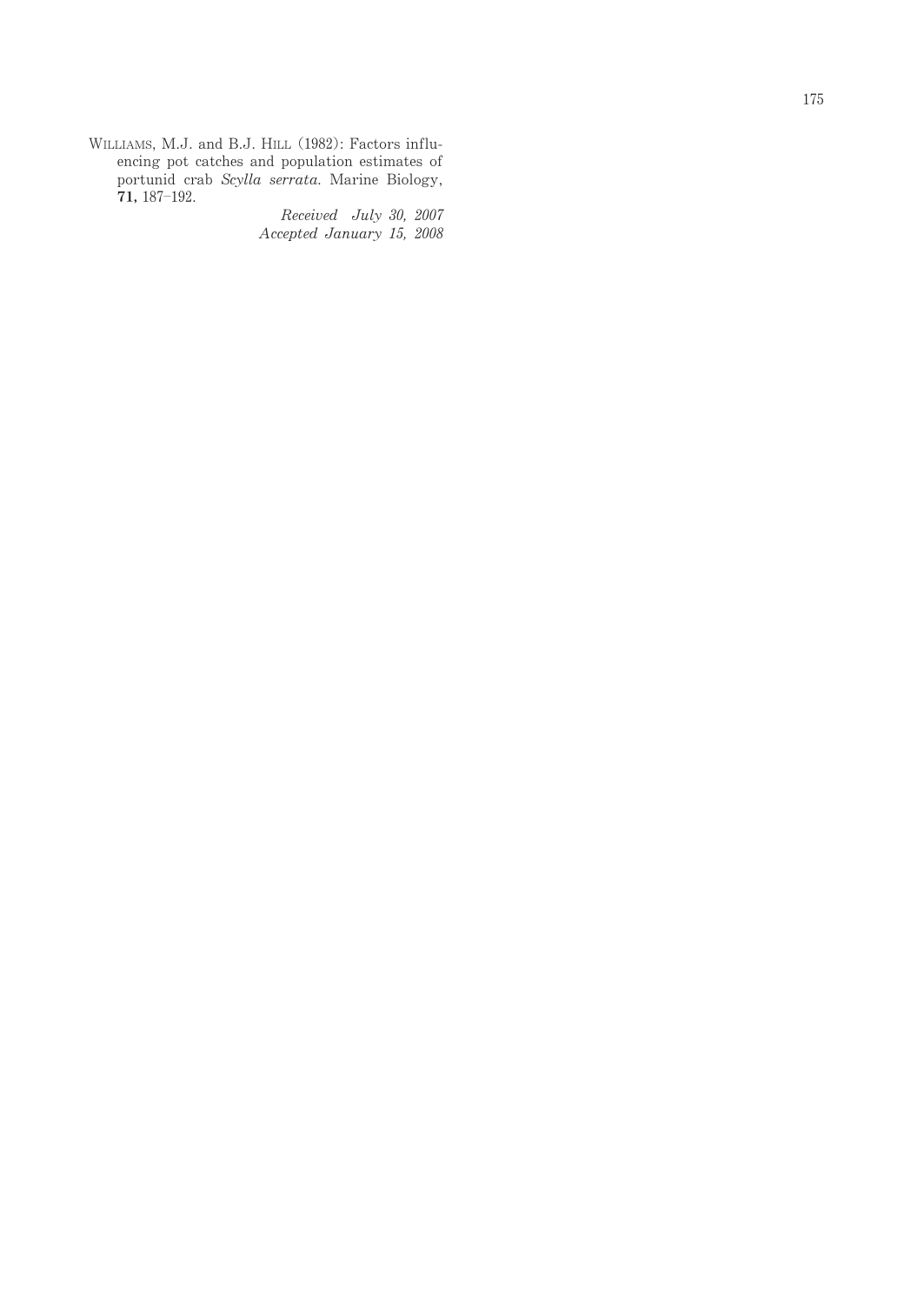Williams, M.J. and B.J. Hill (1982): Factors influencing pot catches and population estimates of portunid crab *Scylla serrata*. Marine Biology, **71,** 187–192.

*Received July 30, 2007*
*Accepted January 15, 2008*